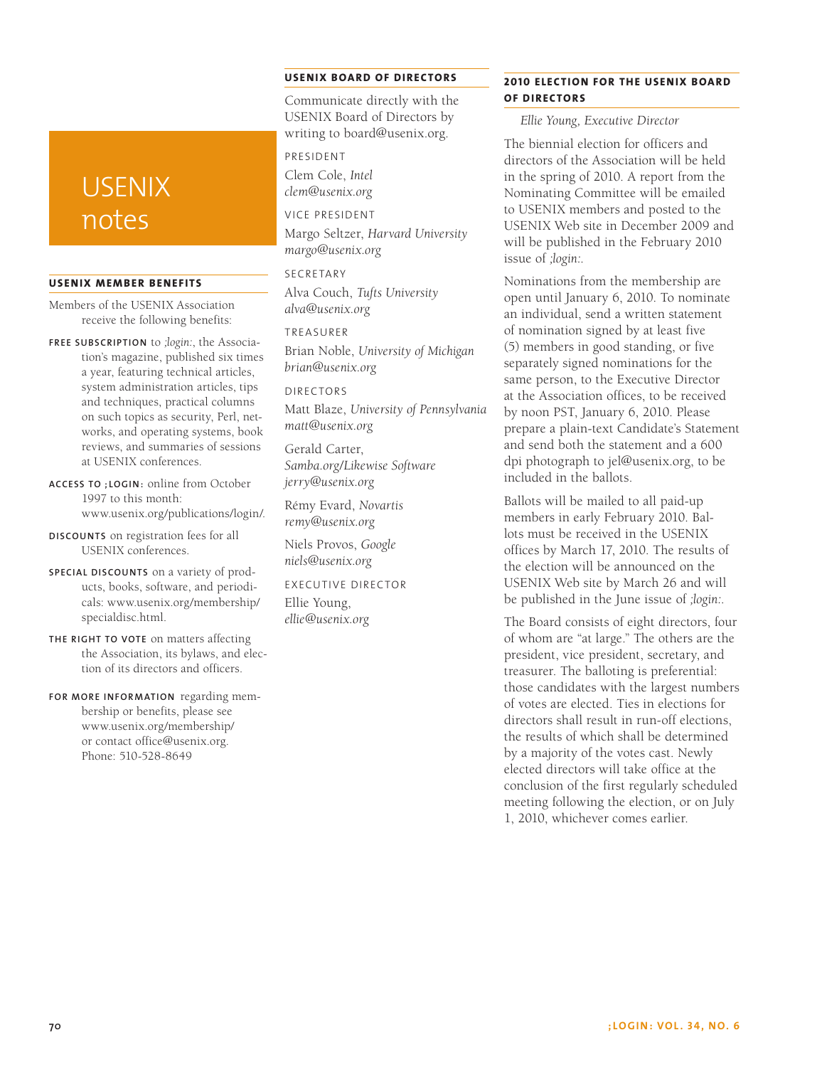# USENIX notes

## USENIX MEMBER BENEFITS

Members of the USENIX Association receive the following benefits:

**FREE SUBSCRIPTION** to *;login:*, the Association's magazine, published six times a year, featuring technical articles, system administration articles, tips and techniques, practical columns on such topics as security, Perl, networks, and operating systems, book reviews, and summaries of sessions at USENIX conferences.

**ACCESS TO ;LOGIN:** online from October 1997 to this month: www.usenix.org/publications/login/.

**DISCOUNTS** on registration fees for all USENIX conferences.

**SPECIAL DISCOUNTS** on a variety of products, books, software, and periodicals: www.usenix.org/membership/specialdisc.html.

**THE RIGHT TO VOTE** on matters affecting the Association, its bylaws, and election of its directors and officers.

**FOR MORE INFORMATION** regarding membership or benefits, please see www.usenix.org/membership/ or contact office@usenix.org. Phone: 510-528-8649

## USENIX BOARD OF DIRECTORS

Communicate directly with the USENIX Board of Directors by writing to board@usenix.org.

PRESIDENT

Clem Cole, *Intel*
*clem@usenix.org*

VICE PRESIDENT

Margo Seltzer, *Harvard University*
*margo@usenix.org*

SECRETARY

Alva Couch, *Tufts University*
*alva@usenix.org*

TREASURER

Brian Noble, *University of Michigan*
*brian@usenix.org*

DIRECTORS

Matt Blaze, *University of Pennsylvania*
*matt@usenix.org*

Gerald Carter, *Samba.org/Likewise Software*
*jerry@usenix.org*

Rémy Evard, *Novartis*
*remy@usenix.org*

Niels Provos, *Google*
*niels@usenix.org*

EXECUTIVE DIRECTOR

Ellie Young,
*ellie@usenix.org*

## 2010 ELECTION FOR THE USENIX BOARD OF DIRECTORS

*Ellie Young, Executive Director*

The biennial election for officers and directors of the Association will be held in the spring of 2010. A report from the Nominating Committee will be emailed to USENIX members and posted to the USENIX Web site in December 2009 and will be published in the February 2010 issue of *;login:*.

Nominations from the membership are open until January 6, 2010. To nominate an individual, send a written statement of nomination signed by at least five (5) members in good standing, or five separately signed nominations for the same person, to the Executive Director at the Association offices, to be received by noon PST, January 6, 2010. Please prepare a plain-text Candidate's Statement and send both the statement and a 600 dpi photograph to jel@usenix.org, to be included in the ballots.

Ballots will be mailed to all paid-up members in early February 2010. Ballots must be received in the USENIX offices by March 17, 2010. The results of the election will be announced on the USENIX Web site by March 26 and will be published in the June issue of *;login:*.

The Board consists of eight directors, four of whom are "at large." The others are the president, vice president, secretary, and treasurer. The balloting is preferential: those candidates with the largest numbers of votes are elected. Ties in elections for directors shall result in run-off elections, the results of which shall be determined by a majority of the votes cast. Newly elected directors will take office at the conclusion of the first regularly scheduled meeting following the election, or on July 1, 2010, whichever comes earlier.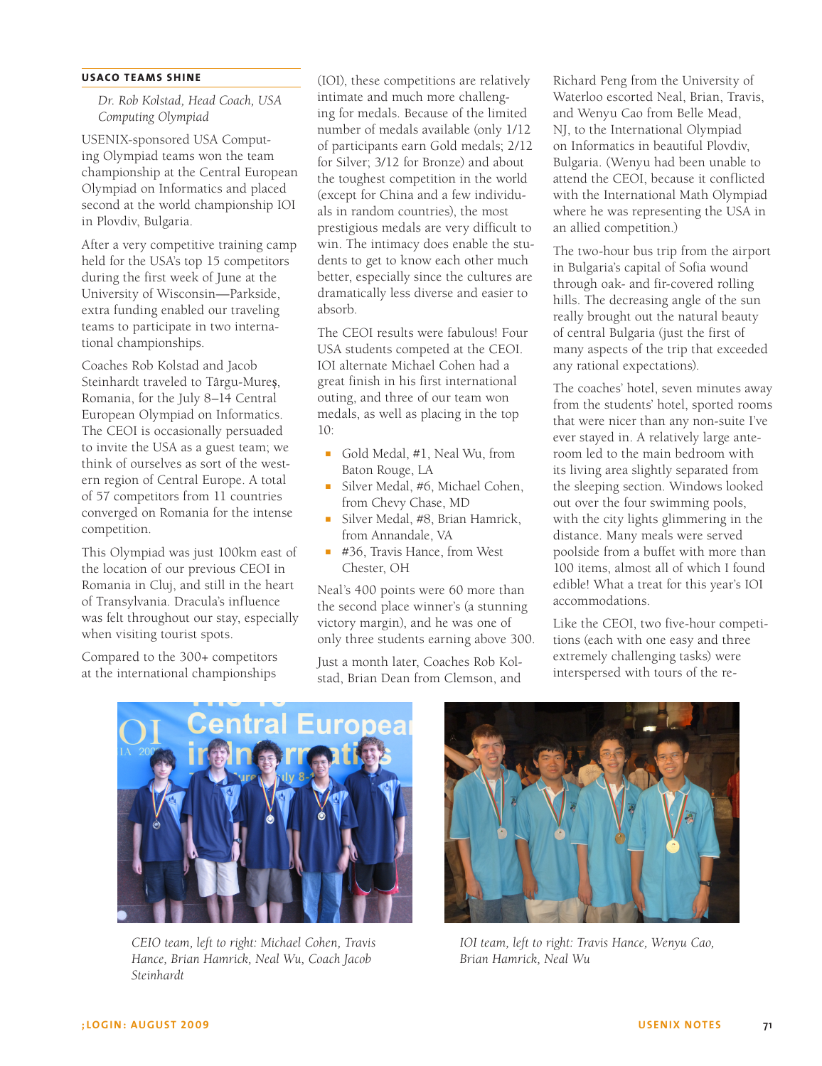### USACO TEAMS SHINE

*Dr. Rob Kolstad, Head Coach, USA Computing Olympiad*

USENIX-sponsored USA Computing Olympiad teams won the team championship at the Central European Olympiad on Informatics and placed second at the world championship IOI in Plovdiv, Bulgaria.

After a very competitive training camp held for the USA's top 15 competitors during the first week of June at the University of Wisconsin—Parkside, extra funding enabled our traveling teams to participate in two international championships.

Coaches Rob Kolstad and Jacob Steinhardt traveled to Târgu-Mureş, Romania, for the July 8–14 Central European Olympiad on Informatics. The CEOI is occasionally persuaded to invite the USA as a guest team; we think of ourselves as sort of the western region of Central Europe. A total of 57 competitors from 11 countries converged on Romania for the intense competition.

This Olympiad was just 100km east of the location of our previous CEOI in Romania in Cluj, and still in the heart of Transylvania. Dracula's influence was felt throughout our stay, especially when visiting tourist spots.

Compared to the 300+ competitors at the international championships (IOI), these competitions are relatively intimate and much more challenging for medals. Because of the limited number of medals available (only 1/12 of participants earn Gold medals; 2/12 for Silver; 3/12 for Bronze) and about the toughest competition in the world (except for China and a few individuals in random countries), the most prestigious medals are very difficult to win. The intimacy does enable the students to get to know each other much better, especially since the cultures are dramatically less diverse and easier to absorb.

The CEOI results were fabulous! Four USA students competed at the CEOI. IOI alternate Michael Cohen had a great finish in his first international outing, and three of our team won medals, as well as placing in the top 10:

- Gold Medal, #1, Neal Wu, from Baton Rouge, LA
- Silver Medal, #6, Michael Cohen, from Chevy Chase, MD
- Silver Medal, #8, Brian Hamrick, from Annandale, VA
- #36, Travis Hance, from West Chester, OH

Neal's 400 points were 60 more than the second place winner's (a stunning victory margin), and he was one of only three students earning above 300.

Just a month later, Coaches Rob Kolstad, Brian Dean from Clemson, and Richard Peng from the University of Waterloo escorted Neal, Brian, Travis, and Wenyu Cao from Belle Mead, NJ, to the International Olympiad on Informatics in beautiful Plovdiv, Bulgaria. (Wenyu had been unable to attend the CEOI, because it conflicted with the International Math Olympiad where he was representing the USA in an allied competition.)

The two-hour bus trip from the airport in Bulgaria's capital of Sofia wound through oak- and fir-covered rolling hills. The decreasing angle of the sun really brought out the natural beauty of central Bulgaria (just the first of many aspects of the trip that exceeded any rational expectations).

The coaches' hotel, seven minutes away from the students' hotel, sported rooms that were nicer than any non-suite I've ever stayed in. A relatively large anteroom led to the main bedroom with its living area slightly separated from the sleeping section. Windows looked out over the four swimming pools, with the city lights glimmering in the distance. Many meals were served poolside from a buffet with more than 100 items, almost all of which I found edible! What a treat for this year's IOI accommodations.

Like the CEOI, two five-hour competitions (each with one easy and three extremely challenging tasks) were interspersed with tours of the re-

*CEIO team, left to right: Michael Cohen, Travis Hance, Brian Hamrick, Neal Wu, Coach Jacob Steinhardt*

*IOI team, left to right: Travis Hance, Wenyu Cao, Brian Hamrick, Neal Wu*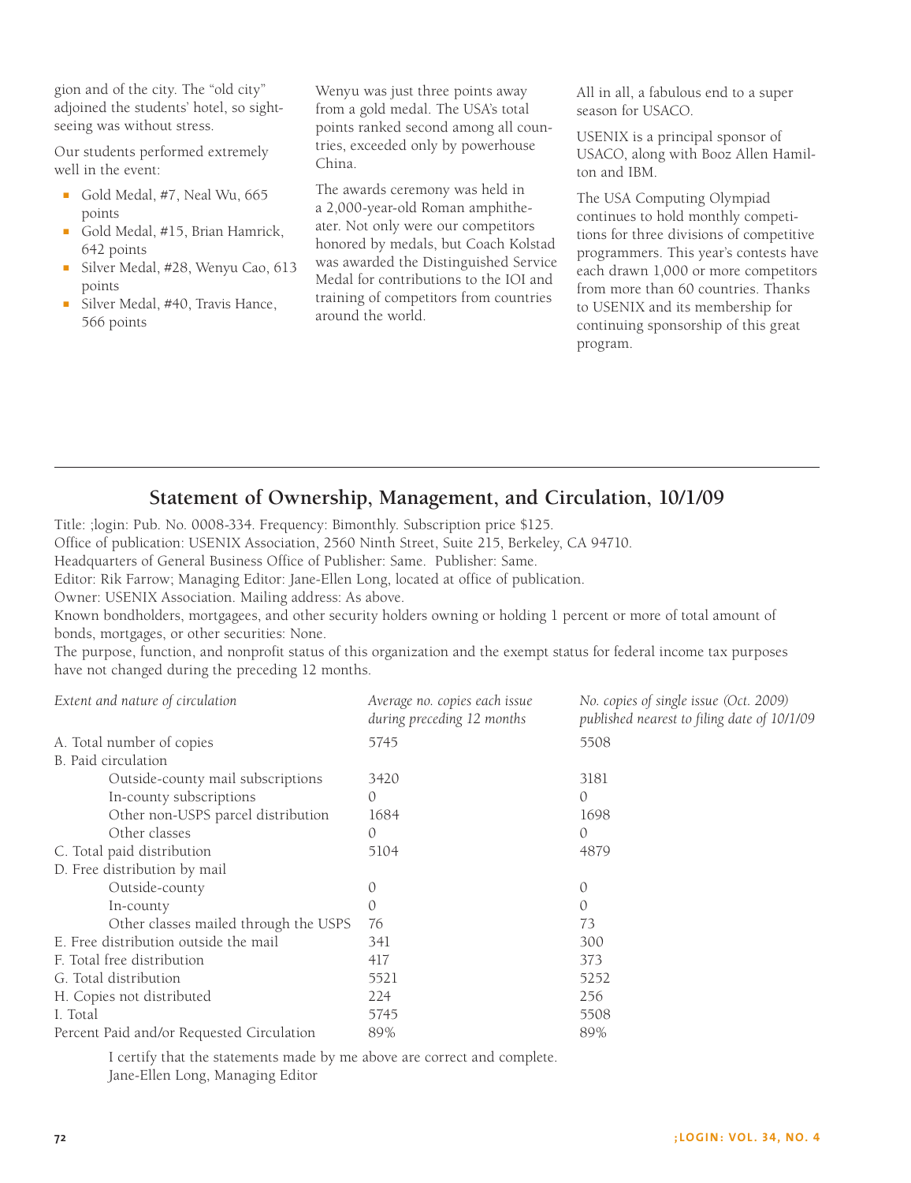gion and of the city. The "old city" adjoined the students' hotel, so sightseeing was without stress.

Our students performed extremely well in the event:

- Gold Medal, #7, Neal Wu, 665 points
- Gold Medal, #15, Brian Hamrick, 642 points
- Silver Medal, #28, Wenyu Cao, 613 points
- Silver Medal, #40, Travis Hance, 566 points

Wenyu was just three points away from a gold medal. The USA's total points ranked second among all countries, exceeded only by powerhouse China.

The awards ceremony was held in a 2,000-year-old Roman amphitheater. Not only were our competitors honored by medals, but Coach Kolstad was awarded the Distinguished Service Medal for contributions to the IOI and training of competitors from countries around the world.

All in all, a fabulous end to a super season for USACO.

USENIX is a principal sponsor of USACO, along with Booz Allen Hamilton and IBM.

The USA Computing Olympiad continues to hold monthly competitions for three divisions of competitive programmers. This year's contests have each drawn 1,000 or more competitors from more than 60 countries. Thanks to USENIX and its membership for continuing sponsorship of this great program.

## Statement of Ownership, Management, and Circulation, 10/1/09

Title: ;login: Pub. No. 0008-334. Frequency: Bimonthly. Subscription price $125.
Office of publication: USENIX Association, 2560 Ninth Street, Suite 215, Berkeley, CA 94710.
Headquarters of General Business Office of Publisher: Same. Publisher: Same.
Editor: Rik Farrow; Managing Editor: Jane-Ellen Long, located at office of publication.
Owner: USENIX Association. Mailing address: As above.
Known bondholders, mortgagees, and other security holders owning or holding 1 percent or more of total amount of bonds, mortgages, or other securities: None.
The purpose, function, and nonprofit status of this organization and the exempt status for federal income tax purposes have not changed during the preceding 12 months.

| *Extent and nature of circulation* | *Average no. copies each issue during preceding 12 months* | *No. copies of single issue (Oct. 2009) published nearest to filing date of 10/1/09* |
|---|---|---|
| A. Total number of copies | 5745 | 5508 |
| B. Paid circulation | | |
| Outside-county mail subscriptions | 3420 | 3181 |
| In-county subscriptions | 0 | 0 |
| Other non-USPS parcel distribution | 1684 | 1698 |
| Other classes | 0 | 0 |
| C. Total paid distribution | 5104 | 4879 |
| D. Free distribution by mail | | |
| Outside-county | 0 | 0 |
| In-county | 0 | 0 |
| Other classes mailed through the USPS | 76 | 73 |
| E. Free distribution outside the mail | 341 | 300 |
| F. Total free distribution | 417 | 373 |
| G. Total distribution | 5521 | 5252 |
| H. Copies not distributed | 224 | 256 |
| I. Total | 5745 | 5508 |
| Percent Paid and/or Requested Circulation | 89% | 89% |

I certify that the statements made by me above are correct and complete.
Jane-Ellen Long, Managing Editor